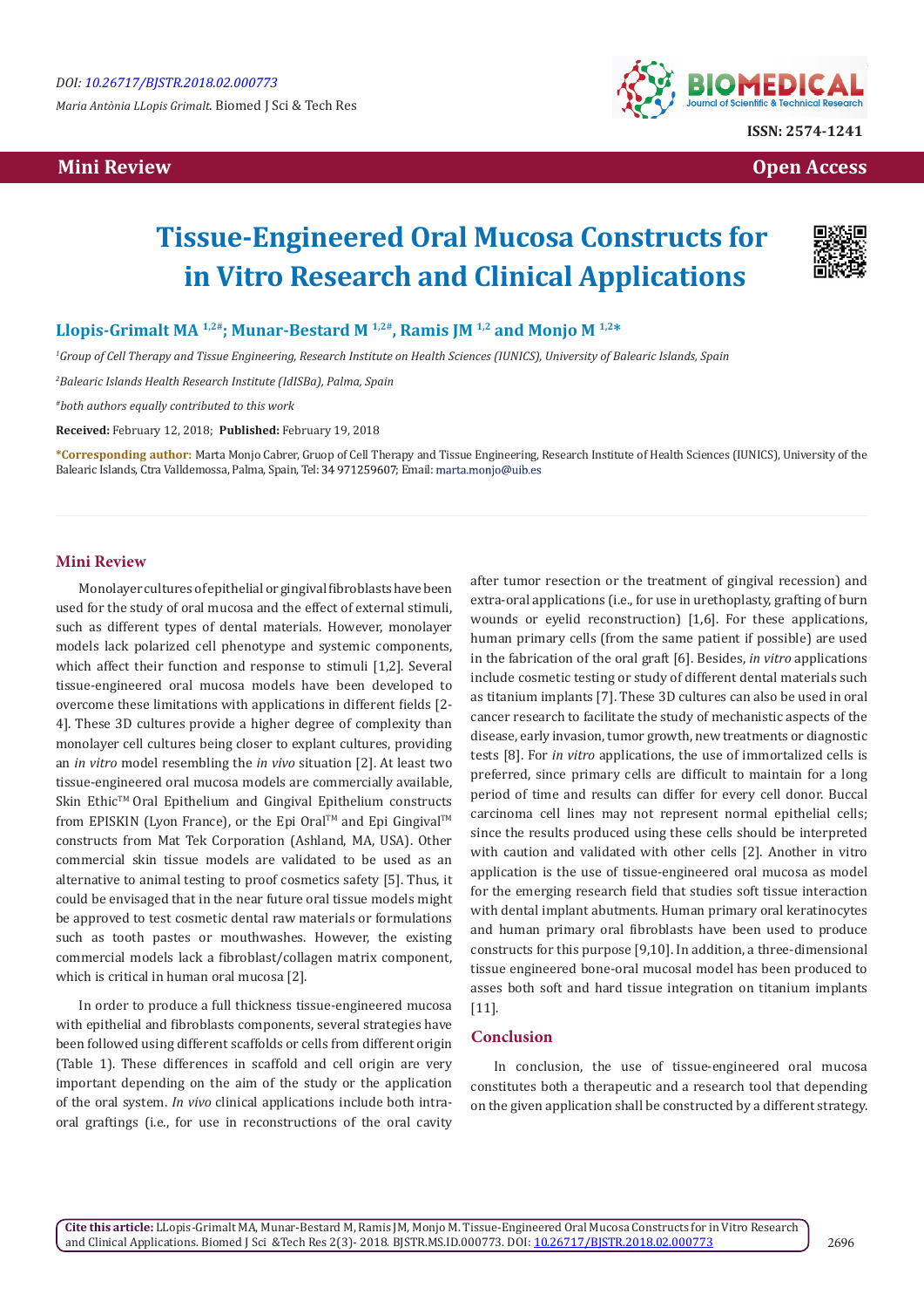DOI: 10.26717/BJSTR.2018.02.000773

*Maria Antònia LLopis Grimalt.* Biomed J Sci & Tech Res

ISSN: 2574-1241

Mini Review | Open Access

# Tissue-Engineered Oral Mucosa Constructs for in Vitro Research and Clinical Applications

**Llopis-Grimalt MA [1,2#]; Munar-Bestard M [1,2#], Ramis JM [1,2] and Monjo M [1,2*]**

[1] *Group of Cell Therapy and Tissue Engineering, Research Institute on Health Sciences (IUNICS), University of Balearic Islands, Spain*

[2] *Balearic Islands Health Research Institute (IdISBa), Palma, Spain*

[#] *both authors equally contributed to this work*

**Received:** February 12, 2018; **Published:** February 19, 2018

**\*Corresponding author:** Marta Monjo Cabrer, Gruop of Cell Therapy and Tissue Engineering, Research Institute of Health Sciences (IUNICS), University of the Balearic Islands, Ctra Valldemossa, Palma, Spain, Tel: 34 971259607; Email: marta.monjo@uib.es

## Mini Review

Monolayer cultures of epithelial or gingival fibroblasts have been used for the study of oral mucosa and the effect of external stimuli, such as different types of dental materials. However, monolayer models lack polarized cell phenotype and systemic components, which affect their function and response to stimuli [1,2]. Several tissue-engineered oral mucosa models have been developed to overcome these limitations with applications in different fields [2-4]. These 3D cultures provide a higher degree of complexity than monolayer cell cultures being closer to explant cultures, providing an *in vitro* model resembling the *in vivo* situation [2]. At least two tissue-engineered oral mucosa models are commercially available, Skin Ethic™ Oral Epithelium and Gingival Epithelium constructs from EPISKIN (Lyon France), or the Epi Oral™ and Epi Gingival™ constructs from Mat Tek Corporation (Ashland, MA, USA). Other commercial skin tissue models are validated to be used as an alternative to animal testing to proof cosmetics safety [5]. Thus, it could be envisaged that in the near future oral tissue models might be approved to test cosmetic dental raw materials or formulations such as tooth pastes or mouthwashes. However, the existing commercial models lack a fibroblast/collagen matrix component, which is critical in human oral mucosa [2].

In order to produce a full thickness tissue-engineered mucosa with epithelial and fibroblasts components, several strategies have been followed using different scaffolds or cells from different origin (Table 1). These differences in scaffold and cell origin are very important depending on the aim of the study or the application of the oral system. *In vivo* clinical applications include both intra-oral graftings (i.e., for use in reconstructions of the oral cavity after tumor resection or the treatment of gingival recession) and extra-oral applications (i.e., for use in urethoplasty, grafting of burn wounds or eyelid reconstruction) [1,6]. For these applications, human primary cells (from the same patient if possible) are used in the fabrication of the oral graft [6]. Besides, *in vitro* applications include cosmetic testing or study of different dental materials such as titanium implants [7]. These 3D cultures can also be used in oral cancer research to facilitate the study of mechanistic aspects of the disease, early invasion, tumor growth, new treatments or diagnostic tests [8]. For *in vitro* applications, the use of immortalized cells is preferred, since primary cells are difficult to maintain for a long period of time and results can differ for every cell donor. Buccal carcinoma cell lines may not represent normal epithelial cells; since the results produced using these cells should be interpreted with caution and validated with other cells [2]. Another in vitro application is the use of tissue-engineered oral mucosa as model for the emerging research field that studies soft tissue interaction with dental implant abutments. Human primary oral keratinocytes and human primary oral fibroblasts have been used to produce constructs for this purpose [9,10]. In addition, a three-dimensional tissue engineered bone-oral mucosal model has been produced to asses both soft and hard tissue integration on titanium implants [11].

## Conclusion

In conclusion, the use of tissue-engineered oral mucosa constitutes both a therapeutic and a research tool that depending on the given application shall be constructed by a different strategy.

**Cite this article:** LLopis-Grimalt MA, Munar-Bestard M, Ramis JM, Monjo M. Tissue-Engineered Oral Mucosa Constructs for in Vitro Research and Clinical Applications. Biomed J Sci &Tech Res 2(3)- 2018. BJSTR.MS.ID.000773. DOI: 10.26717/BJSTR.2018.02.000773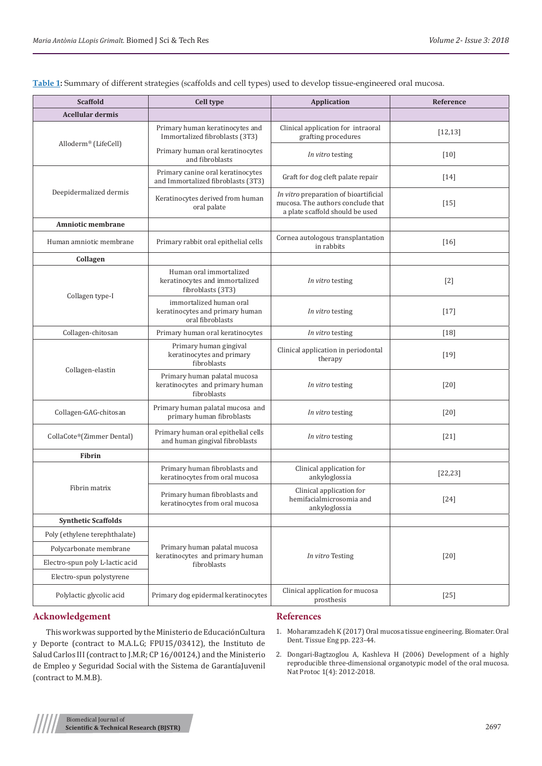**Table 1**: Summary of different strategies (scaffolds and cell types) used to develop tissue-engineered oral mucosa.

| Scaffold | Cell type | Application | Reference |
|---|---|---|---|
| **Acellular dermis** | | | |
| Alloderm® (LifeCell) | Primary human keratinocytes and Immortalized fibroblasts (3T3) | Clinical application for intraoral grafting procedures | [12,13] |
| | Primary human oral keratinocytes and fibroblasts | *In vitro* testing | [10] |
| Deepidermalized dermis | Primary canine oral keratinocytes and Immortalized fibroblasts (3T3) | Graft for dog cleft palate repair | [14] |
| | Keratinocytes derived from human oral palate | *In vitro* preparation of bioartificial mucosa. The authors conclude that a plate scaffold should be used | [15] |
| **Amniotic membrane** | | | |
| Human amniotic membrane | Primary rabbit oral epithelial cells | Cornea autologous transplantation in rabbits | [16] |
| **Collagen** | | | |
| Collagen type-I | Human oral immortalized keratinocytes and immortalized fibroblasts (3T3) | *In vitro* testing | [2] |
| | immortalized human oral keratinocytes and primary human oral fibroblasts | *In vitro* testing | [17] |
| Collagen-chitosan | Primary human oral keratinocytes | *In vitro* testing | [18] |
| Collagen-elastin | Primary human gingival keratinocytes and primary fibroblasts | Clinical application in periodontal therapy | [19] |
| | Primary human palatal mucosa keratinocytes and primary human fibroblasts | *In vitro* testing | [20] |
| Collagen-GAG-chitosan | Primary human palatal mucosa and primary human fibroblasts | *In vitro* testing | [20] |
| CollaCote®(Zimmer Dental) | Primary human oral epithelial cells and human gingival fibroblasts | *In vitro* testing | [21] |
| **Fibrin** | | | |
| Fibrin matrix | Primary human fibroblasts and keratinocytes from oral mucosa | Clinical application for ankyloglossia | [22,23] |
| | Primary human fibroblasts and keratinocytes from oral mucosa | Clinical application for hemifacialmicrosomia and ankyloglossia | [24] |
| **Synthetic Scaffolds** | | | |
| Poly (ethylene terephthalate) | Primary human palatal mucosa keratinocytes and primary human fibroblasts | *In vitro* Testing | [20] |
| Polycarbonate membrane | | | |
| Electro-spun poly L-lactic acid | | | |
| Electro-spun polystyrene | | | |
| Polylactic glycolic acid | Primary dog epidermal keratinocytes | Clinical application for mucosa prosthesis | [25] |

## Acknowledgement

This work was supported by the Ministerio de EducaciónCultura y Deporte (contract to M.A.L.G; FPU15/03412), the Instituto de Salud Carlos III (contract to J.M.R; CP 16/00124,) and the Ministerio de Empleo y Seguridad Social with the Sistema de GarantíaJuvenil (contract to M.M.B).

## References

1. Moharamzadeh K (2017) Oral mucosa tissue engineering. Biomater. Oral Dent. Tissue Eng pp. 223-44.
2. Dongari-Bagtzoglou A, Kashleva H (2006) Development of a highly reproducible three-dimensional organotypic model of the oral mucosa. Nat Protoc 1(4): 2012-2018.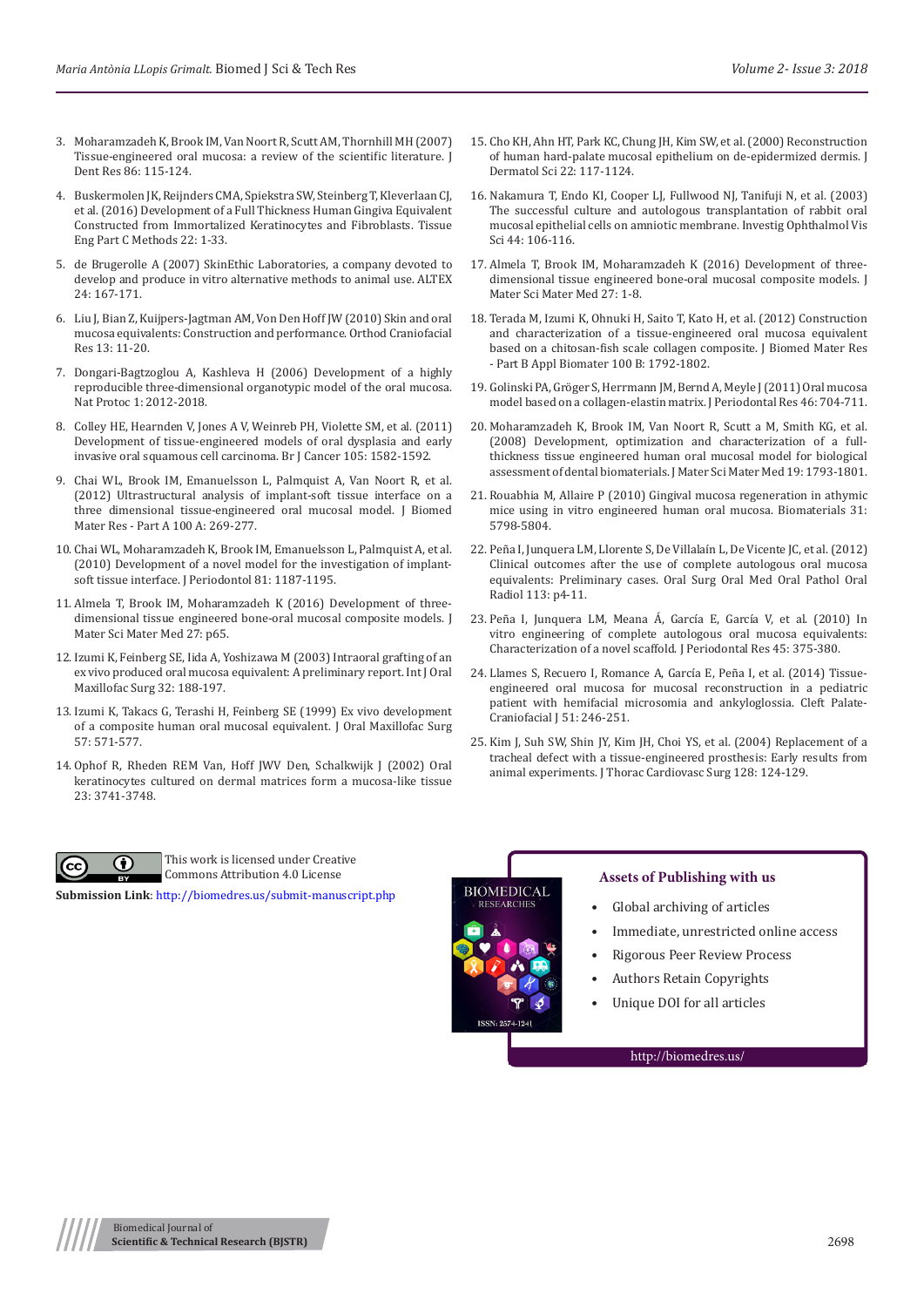3. Moharamzadeh K, Brook IM, Van Noort R, Scutt AM, Thornhill MH (2007) Tissue-engineered oral mucosa: a review of the scientific literature. J Dent Res 86: 115-124.
4. Buskermolen JK, Reijnders CMA, Spiekstra SW, Steinberg T, Kleverlaan CJ, et al. (2016) Development of a Full Thickness Human Gingiva Equivalent Constructed from Immortalized Keratinocytes and Fibroblasts. Tissue Eng Part C Methods 22: 1-33.
5. de Brugerolle A (2007) SkinEthic Laboratories, a company devoted to develop and produce in vitro alternative methods to animal use. ALTEX 24: 167-171.
6. Liu J, Bian Z, Kuijpers-Jagtman AM, Von Den Hoff JW (2010) Skin and oral mucosa equivalents: Construction and performance. Orthod Craniofacial Res 13: 11-20.
7. Dongari-Bagtzoglou A, Kashleva H (2006) Development of a highly reproducible three-dimensional organotypic model of the oral mucosa. Nat Protoc 1: 2012-2018.
8. Colley HE, Hearnden V, Jones A V, Weinreb PH, Violette SM, et al. (2011) Development of tissue-engineered models of oral dysplasia and early invasive oral squamous cell carcinoma. Br J Cancer 105: 1582-1592.
9. Chai WL, Brook IM, Emanuelsson L, Palmquist A, Van Noort R, et al. (2012) Ultrastructural analysis of implant-soft tissue interface on a three dimensional tissue-engineered oral mucosal model. J Biomed Mater Res - Part A 100 A: 269-277.
10. Chai WL, Moharamzadeh K, Brook IM, Emanuelsson L, Palmquist A, et al. (2010) Development of a novel model for the investigation of implant-soft tissue interface. J Periodontol 81: 1187-1195.
11. Almela T, Brook IM, Moharamzadeh K (2016) Development of three-dimensional tissue engineered bone-oral mucosal composite models. J Mater Sci Mater Med 27: p65.
12. Izumi K, Feinberg SE, Iida A, Yoshizawa M (2003) Intraoral grafting of an ex vivo produced oral mucosa equivalent: A preliminary report. Int J Oral Maxillofac Surg 32: 188-197.
13. Izumi K, Takacs G, Terashi H, Feinberg SE (1999) Ex vivo development of a composite human oral mucosal equivalent. J Oral Maxillofac Surg 57: 571-577.
14. Ophof R, Rheden REM Van, Hoff JWV Den, Schalkwijk J (2002) Oral keratinocytes cultured on dermal matrices form a mucosa-like tissue 23: 3741-3748.
15. Cho KH, Ahn HT, Park KC, Chung JH, Kim SW, et al. (2000) Reconstruction of human hard-palate mucosal epithelium on de-epidermized dermis. J Dermatol 22: 117-1124.
16. Nakamura T, Endo KI, Cooper LJ, Fullwood NJ, Tanifuji N, et al. (2003) The successful culture and autologous transplantation of rabbit oral mucosal epithelial cells on amniotic membrane. Investig Ophthalmol Vis Sci 44: 106-116.
17. Almela T, Brook IM, Moharamzadeh K (2016) Development of three-dimensional tissue engineered bone-oral mucosal composite models. J Mater Sci Mater Med 27: 1-8.
18. Terada M, Izumi K, Ohnuki H, Saito T, Kato H, et al. (2012) Construction and characterization of a tissue-engineered oral mucosa equivalent based on a chitosan-fish scale collagen composite. J Biomed Mater Res - Part B Appl Biomater 100 B: 1792-1802.
19. Golinski PA, Gröger S, Herrmann JM, Bernd A, Meyle J (2011) Oral mucosa model based on a collagen-elastin matrix. J Periodontal Res 46: 704-711.
20. Moharamzadeh K, Brook IM, Van Noort R, Scutt a M, Smith KG, et al. (2008) Development, optimization and characterization of a full-thickness tissue engineered human oral mucosal model for biological assessment of dental biomaterials. J Mater Sci Mater Med 19: 1793-1801.
21. Rouabhia M, Allaire P (2010) Gingival mucosa regeneration in athymic mice using in vitro engineered human oral mucosa. Biomaterials 31: 5798-5804.
22. Peña I, Junquera LM, Llorente S, De Villalaín L, De Vicente JC, et al. (2012) Clinical outcomes after the use of complete autologous oral mucosa equivalents: Preliminary cases. Oral Surg Oral Med Oral Pathol Oral Radiol 113: p4-11.
23. Peña I, Junquera LM, Meana Á, García E, García V, et al. (2010) In vitro engineering of complete autologous oral mucosa equivalents: Characterization of a novel scaffold. J Periodontal Res 45: 375-380.
24. Llames S, Recuero I, Romance A, García E, Peña I, et al. (2014) Tissue-engineered oral mucosa for mucosal reconstruction in a pediatric patient with hemifacial microsomia and ankyloglossia. Cleft Palate-Craniofacial J 51: 246-251.
25. Kim J, Suh SW, Shin JY, Kim JH, Choi YS, et al. (2004) Replacement of a tracheal defect with a tissue-engineered prosthesis: Early results from animal experiments. J Thorac Cardiovasc Surg 128: 124-129.

This work is licensed under Creative Commons Attribution 4.0 License

**Submission Link**: http://biomedres.us/submit-manuscript.php

**Assets of Publishing with us**

- Global archiving of articles
- Immediate, unrestricted online access
- Rigorous Peer Review Process
- Authors Retain Copyrights
- Unique DOI for all articles

http://biomedres.us/